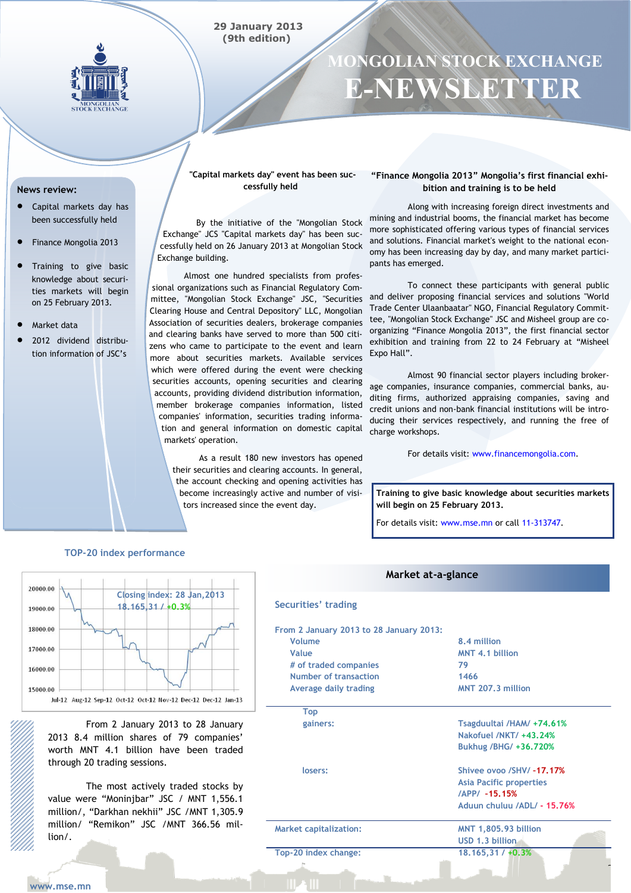29 January 2013
(9th edition)

# MONGOLIAN STOCK EXCHANGE E-NEWSLETTER

## News review:

- Capital markets day has been successfully held
- Finance Mongolia 2013
- Training to give basic knowledge about securities markets will begin on 25 February 2013.
- Market data
- 2012 dividend distribution information of JSC's

## "Capital markets day" event has been successfully held

By the initiative of the "Mongolian Stock Exchange" JCS "Capital markets day" has been successfully held on 26 January 2013 at Mongolian Stock Exchange building.

Almost one hundred specialists from professional organizations such as Financial Regulatory Committee, "Mongolian Stock Exchange" JSC, "Securities Clearing House and Central Depository" LLC, Mongolian Association of securities dealers, brokerage companies and clearing banks have served to more than 500 citizens who came to participate to the event and learn more about securities markets. Available services which were offered during the event were checking securities accounts, opening securities and clearing accounts, providing dividend distribution information, member brokerage companies information, listed companies' information, securities trading information and general information on domestic capital markets' operation.

As a result 180 new investors has opened their securities and clearing accounts. In general, the account checking and opening activities has become increasingly active and number of visitors increased since the event day.

## "Finance Mongolia 2013" Mongolia's first financial exhibition and training is to be held

Along with increasing foreign direct investments and mining and industrial booms, the financial market has become more sophisticated offering various types of financial services and solutions. Financial market's weight to the national economy has been increasing day by day, and many market participants has emerged.

To connect these participants with general public and deliver proposing financial services and solutions "World Trade Center Ulaanbaatar" NGO, Financial Regulatory Committee, "Mongolian Stock Exchange" JSC and Misheel group are co-organizing "Finance Mongolia 2013", the first financial sector exhibition and training from 22 to 24 February at "Misheel Expo Hall".

Almost 90 financial sector players including brokerage companies, insurance companies, commercial banks, auditing firms, authorized appraising companies, saving and credit unions and non-bank financial institutions will be introducing their services respectively, and running the free of charge workshops.

For details visit: www.financemongolia.com.

**Training to give basic knowledge about securities markets will begin on 25 February 2013.**

For details visit: www.mse.mn or call 11-313747.

## TOP-20 index performance

Closing index: 28 Jan,2013
18.165,31 / +0.3%

From 2 January 2013 to 28 January 2013 8.4 million shares of 79 companies' worth MNT 4.1 billion have been traded through 20 trading sessions.

The most actively traded stocks by value were "Moninjbar" JSC / MNT 1,556.1 million/, "Darkhan nekhii" JSC /MNT 1,305.9 million/ "Remikon" JSC /MNT 366.56 million/.

## Market at-a-glance

### Securities' trading

| From 2 January 2013 to 28 January 2013: | |
|---|---|
| Volume | 8.4 million |
| Value | MNT 4.1 billion |
| # of traded companies | 79 |
| Number of transaction | 1466 |
| Average daily trading | MNT 207.3 million |
| Top gainers: | Tsagduultai /HAM/ +74.61%<br>Nakofuel /NKT/ +43.24%<br>Bukhug /BHG/ +36.720% |
| losers: | Shivee ovoo /SHV/ -17.17%<br>Asia Pacific properties /APP/ -15.15%<br>Aduun chuluu /ADL/ - 15.76% |
| Market capitalization: | MNT 1,805.93 billion<br>USD 1.3 billion |
| Top-20 index change: | 18.165,31 / +0.3% |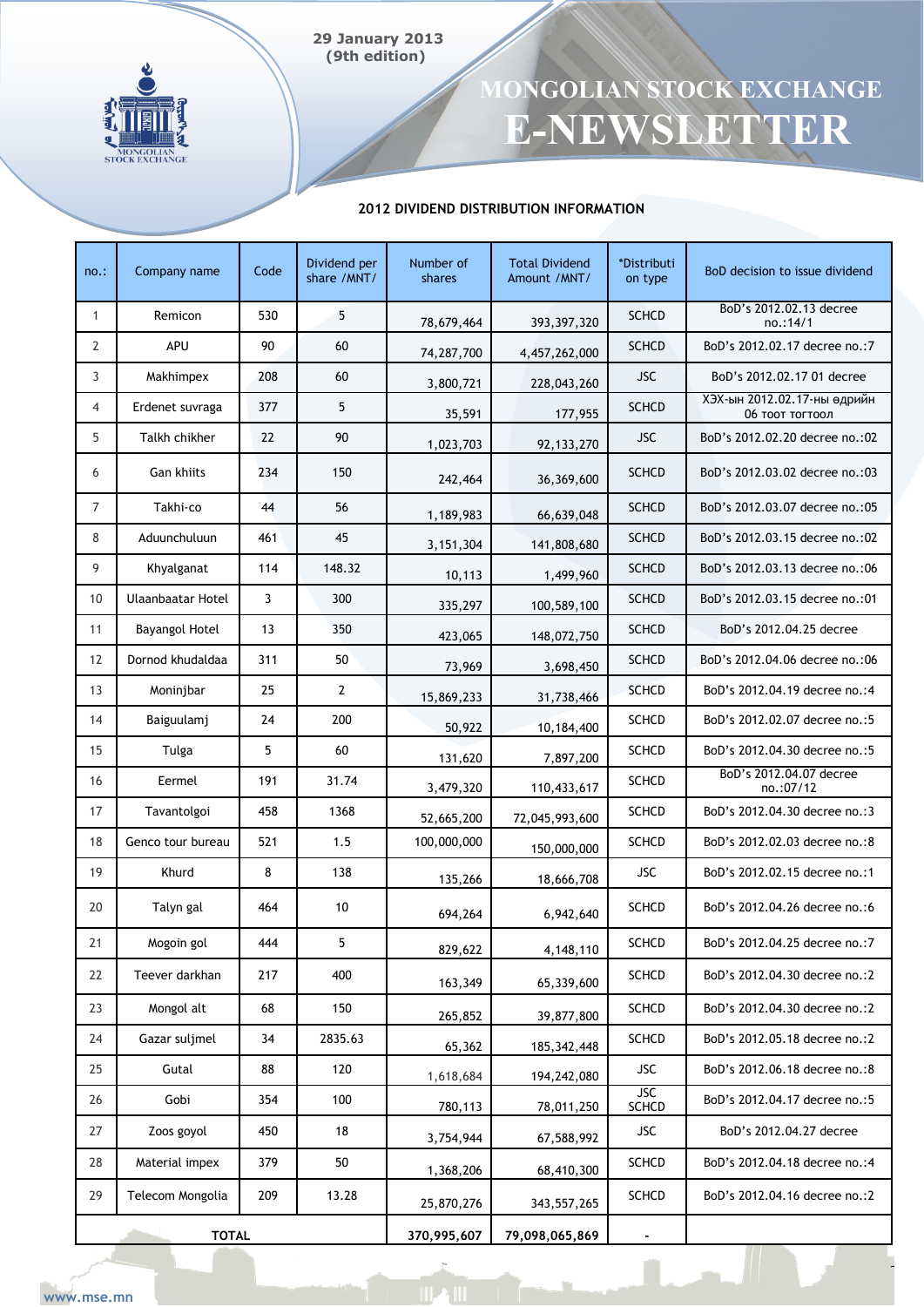29 January 2013
(9th edition)

# MONGOLIAN STOCK EXCHANGE E-NEWSLETTER

## 2012 DIVIDEND DISTRIBUTION INFORMATION

| no.: | Company name | Code | Dividend per share /MNT/ | Number of shares | Total Dividend Amount /MNT/ | *Distribution type | BoD decision to issue dividend |
|---|---|---|---|---|---|---|---|
| 1 | Remicon | 530 | 5 | 78,679,464 | 393,397,320 | SCHCD | BoD's 2012.02.13 decree no.:14/1 |
| 2 | APU | 90 | 60 | 74,287,700 | 4,457,262,000 | SCHCD | BoD's 2012.02.17 decree no.:7 |
| 3 | Makhimpex | 208 | 60 | 3,800,721 | 228,043,260 | JSC | BoD's 2012.02.17 01 decree |
| 4 | Erdenet suvraga | 377 | 5 | 35,591 | 177,955 | SCHCD | ХЭХ-ын 2012.02.17-ны өдрийн 06 тоот тогтоол |
| 5 | Talkh chikher | 22 | 90 | 1,023,703 | 92,133,270 | JSC | BoD's 2012.02.20 decree no.:02 |
| 6 | Gan khiits | 234 | 150 | 242,464 | 36,369,600 | SCHCD | BoD's 2012.03.02 decree no.:03 |
| 7 | Takhi-co | 44 | 56 | 1,189,983 | 66,639,048 | SCHCD | BoD's 2012.03.07 decree no.:05 |
| 8 | Aduunchuluun | 461 | 45 | 3,151,304 | 141,808,680 | SCHCD | BoD's 2012.03.15 decree no.:02 |
| 9 | Khyalganat | 114 | 148.32 | 10,113 | 1,499,960 | SCHCD | BoD's 2012.03.13 decree no.:06 |
| 10 | Ulaanbaatar Hotel | 3 | 300 | 335,297 | 100,589,100 | SCHCD | BoD's 2012.03.15 decree no.:01 |
| 11 | Bayangol Hotel | 13 | 350 | 423,065 | 148,072,750 | SCHCD | BoD's 2012.04.25 decree |
| 12 | Dornod khudaldaa | 311 | 50 | 73,969 | 3,698,450 | SCHCD | BoD's 2012.04.06 decree no.:06 |
| 13 | Moninjbar | 25 | 2 | 15,869,233 | 31,738,466 | SCHCD | BoD's 2012.04.19 decree no.:4 |
| 14 | Baiguulamj | 24 | 200 | 50,922 | 10,184,400 | SCHCD | BoD's 2012.02.07 decree no.:5 |
| 15 | Tulga | 5 | 60 | 131,620 | 7,897,200 | SCHCD | BoD's 2012.04.30 decree no.:5 |
| 16 | Eermel | 191 | 31.74 | 3,479,320 | 110,433,617 | SCHCD | BoD's 2012.04.07 decree no.:07/12 |
| 17 | Tavantolgoi | 458 | 1368 | 52,665,200 | 72,045,993,600 | SCHCD | BoD's 2012.04.30 decree no.:3 |
| 18 | Genco tour bureau | 521 | 1.5 | 100,000,000 | 150,000,000 | SCHCD | BoD's 2012.02.03 decree no.:8 |
| 19 | Khurd | 8 | 138 | 135,266 | 18,666,708 | JSC | BoD's 2012.02.15 decree no.:1 |
| 20 | Talyn gal | 464 | 10 | 694,264 | 6,942,640 | SCHCD | BoD's 2012.04.26 decree no.:6 |
| 21 | Mogoin gol | 444 | 5 | 829,622 | 4,148,110 | SCHCD | BoD's 2012.04.25 decree no.:7 |
| 22 | Teever darkhan | 217 | 400 | 163,349 | 65,339,600 | SCHCD | BoD's 2012.04.30 decree no.:2 |
| 23 | Mongol alt | 68 | 150 | 265,852 | 39,877,800 | SCHCD | BoD's 2012.04.30 decree no.:2 |
| 24 | Gazar suljmel | 34 | 2835.63 | 65,362 | 185,342,448 | SCHCD | BoD's 2012.05.18 decree no.:2 |
| 25 | Gutal | 88 | 120 | 1,618,684 | 194,242,080 | JSC | BoD's 2012.06.18 decree no.:8 |
| 26 | Gobi | 354 | 100 | 780,113 | 78,011,250 | JSC SCHCD | BoD's 2012.04.17 decree no.:5 |
| 27 | Zoos goyol | 450 | 18 | 3,754,944 | 67,588,992 | JSC | BoD's 2012.04.27 decree |
| 28 | Material impex | 379 | 50 | 1,368,206 | 68,410,300 | SCHCD | BoD's 2012.04.18 decree no.:4 |
| 29 | Telecom Mongolia | 209 | 13.28 | 25,870,276 | 343,557,265 | SCHCD | BoD's 2012.04.16 decree no.:2 |
| **TOTAL** | | | | **370,995,607** | **79,098,065,869** | - | |

www.mse.mn